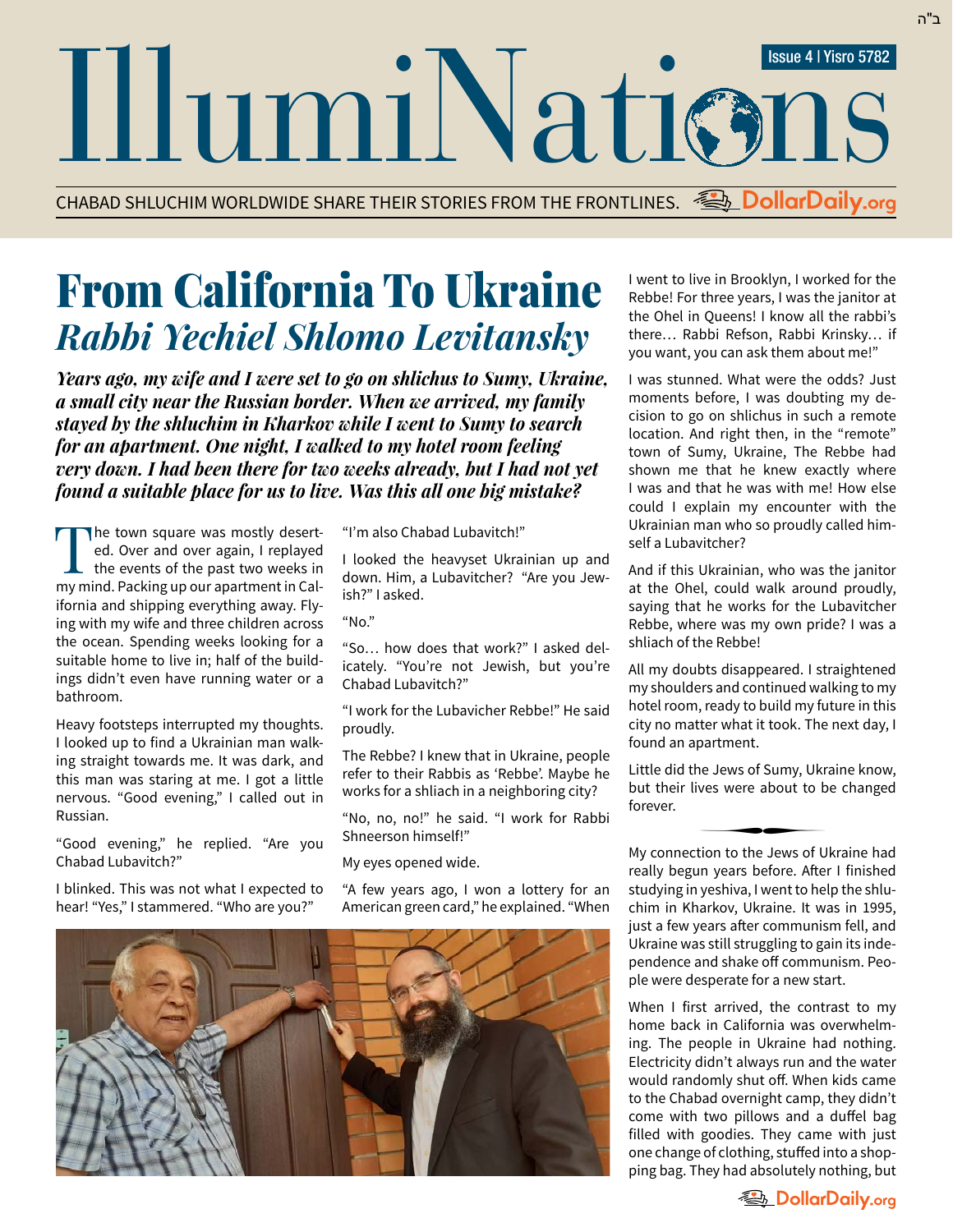ב"ה

# IllumiNations

Issue 4 | Yisro 5782

CHABAD SHLUCHIM WORLDWIDE SHARE THEIR STORIES FROM THE FRONTLINES. DollarDaily.org

## From California To Ukraine
### *Rabbi Yechiel Shlomo Levitansky*

***Years ago, my wife and I were set to go on shlichus to Sumy, Ukraine, a small city near the Russian border. When we arrived, my family stayed by the shluchim in Kharkov while I went to Sumy to search for an apartment. One night, I walked to my hotel room feeling very down. I had been there for two weeks already, but I had not yet found a suitable place for us to live. Was this all one big mistake?***

The town square was mostly deserted. Over and over again, I replayed the events of the past two weeks in my mind. Packing up our apartment in California and shipping everything away. Flying with my wife and three children across the ocean. Spending weeks looking for a suitable home to live in; half of the buildings didn't even have running water or a bathroom.

Heavy footsteps interrupted my thoughts. I looked up to find a Ukrainian man walking straight towards me. It was dark, and this man was staring at me. I got a little nervous. "Good evening," I called out in Russian.

"Good evening," he replied. "Are you Chabad Lubavitch?"

I blinked. This was not what I expected to hear! "Yes," I stammered. "Who are you?"

"I'm also Chabad Lubavitch!"

I looked the heavyset Ukrainian up and down. Him, a Lubavitcher? "Are you Jewish?" I asked.

"No."

"So… how does that work?" I asked delicately. "You're not Jewish, but you're Chabad Lubavitch?"

"I work for the Lubavicher Rebbe!" He said proudly.

The Rebbe? I knew that in Ukraine, people refer to their Rabbis as 'Rebbe'. Maybe he works for a shliach in a neighboring city?

"No, no, no!" he said. "I work for Rabbi Shneerson himself!"

My eyes opened wide.

"A few years ago, I won a lottery for an American green card," he explained. "When I went to live in Brooklyn, I worked for the Rebbe! For three years, I was the janitor at the Ohel in Queens! I know all the rabbi's there… Rabbi Refson, Rabbi Krinsky… if you want, you can ask them about me!"

I was stunned. What were the odds? Just moments before, I was doubting my decision to go on shlichus in such a remote location. And right then, in the "remote" town of Sumy, Ukraine, The Rebbe had shown me that he knew exactly where I was and that he was with me! How else could I explain my encounter with the Ukrainian man who so proudly called himself a Lubavitcher?

And if this Ukrainian, who was the janitor at the Ohel, could walk around proudly, saying that he works for the Lubavitcher Rebbe, where was my own pride? I was a shliach of the Rebbe!

All my doubts disappeared. I straightened my shoulders and continued walking to my hotel room, ready to build my future in this city no matter what it took. The next day, I found an apartment.

Little did the Jews of Sumy, Ukraine know, but their lives were about to be changed forever.

---

My connection to the Jews of Ukraine had really begun years before. After I finished studying in yeshiva, I went to help the shluchim in Kharkov, Ukraine. It was in 1995, just a few years after communism fell, and Ukraine was still struggling to gain its independence and shake off communism. People were desperate for a new start.

When I first arrived, the contrast to my home back in California was overwhelming. The people in Ukraine had nothing. Electricity didn't always run and the water would randomly shut off. When kids came to the Chabad overnight camp, they didn't come with two pillows and a duffel bag filled with goodies. They came with just one change of clothing, stuffed into a shopping bag. They had absolutely nothing, but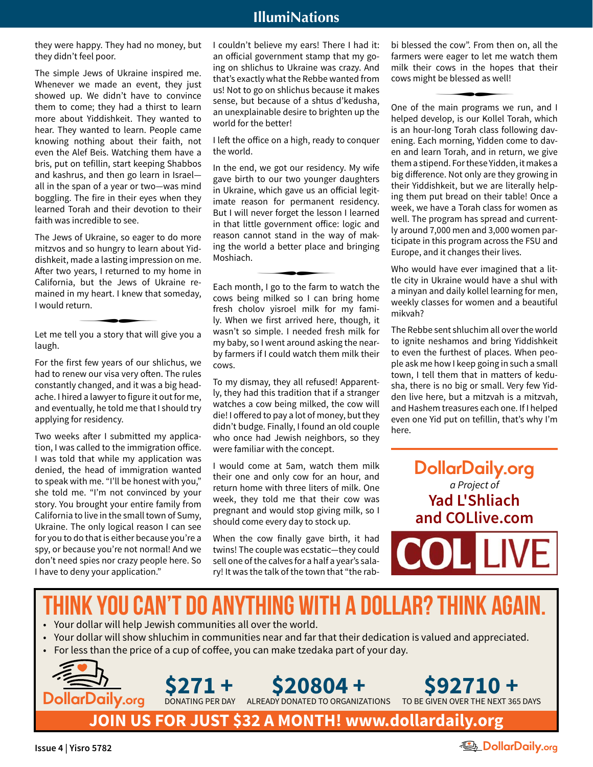they were happy. They had no money, but they didn't feel poor.

The simple Jews of Ukraine inspired me. Whenever we made an event, they just showed up. We didn't have to convince them to come; they had a thirst to learn more about Yiddishkeit. They wanted to hear. They wanted to learn. People came knowing nothing about their faith, not even the Alef Beis. Watching them have a bris, put on tefillin, start keeping Shabbos and kashrus, and then go learn in Israel—all in the span of a year or two—was mind boggling. The fire in their eyes when they learned Torah and their devotion to their faith was incredible to see.

The Jews of Ukraine, so eager to do more mitzvos and so hungry to learn about Yiddishkeit, made a lasting impression on me. After two years, I returned to my home in California, but the Jews of Ukraine remained in my heart. I knew that someday, I would return.

Let me tell you a story that will give you a laugh.

For the first few years of our shlichus, we had to renew our visa very often. The rules constantly changed, and it was a big headache. I hired a lawyer to figure it out for me, and eventually, he told me that I should try applying for residency.

Two weeks after I submitted my application, I was called to the immigration office. I was told that while my application was denied, the head of immigration wanted to speak with me. "I'll be honest with you," she told me. "I'm not convinced by your story. You brought your entire family from California to live in the small town of Sumy, Ukraine. The only logical reason I can see for you to do that is either because you're a spy, or because you're not normal! And we don't need spies nor crazy people here. So I have to deny your application."

I couldn't believe my ears! There I had it: an official government stamp that my going on shlichus to Ukraine was crazy. And that's exactly what the Rebbe wanted from us! Not to go on shlichus because it makes sense, but because of a shtus d'kedusha, an unexplainable desire to brighten up the world for the better!

I left the office on a high, ready to conquer the world.

In the end, we got our residency. My wife gave birth to our two younger daughters in Ukraine, which gave us an official legitimate reason for permanent residency. But I will never forget the lesson I learned in that little government office: logic and reason cannot stand in the way of making the world a better place and bringing Moshiach.

Each month, I go to the farm to watch the cows being milked so I can bring home fresh cholov yisroel milk for my family. When we first arrived here, though, it wasn't so simple. I needed fresh milk for my baby, so I went around asking the nearby farmers if I could watch them milk their cows.

To my dismay, they all refused! Apparently, they had this tradition that if a stranger watches a cow being milked, the cow will die! I offered to pay a lot of money, but they didn't budge. Finally, I found an old couple who once had Jewish neighbors, so they were familiar with the concept.

I would come at 5am, watch them milk their one and only cow for an hour, and return home with three liters of milk. One week, they told me that their cow was pregnant and would stop giving milk, so I should come every day to stock up.

When the cow finally gave birth, it had twins! The couple was ecstatic—they could sell one of the calves for a half a year's salary! It was the talk of the town that "the rabbi blessed the cow". From then on, all the farmers were eager to let me watch them milk their cows in the hopes that their cows might be blessed as well!

One of the main programs we run, and I helped develop, is our Kollel Torah, which is an hour-long Torah class following davening. Each morning, Yidden come to daven and learn Torah, and in return, we give them a stipend. For these Yidden, it makes a big difference. Not only are they growing in their Yiddishkeit, but we are literally helping them put bread on their table! Once a week, we have a Torah class for women as well. The program has spread and currently around 7,000 men and 3,000 women participate in this program across the FSU and Europe, and it changes their lives.

Who would have ever imagined that a little city in Ukraine would have a shul with a minyan and daily kollel learning for men, weekly classes for women and a beautiful mikvah?

The Rebbe sent shluchim all over the world to ignite neshamos and bring Yiddishkeit to even the furthest of places. When people ask me how I keep going in such a small town, I tell them that in matters of kedusha, there is no big or small. Very few Yidden live here, but a mitzvah is a mitzvah, and Hashem treasures each one. If I helped even one Yid put on tefillin, that's why I'm here.

**DollarDaily.org**
*a Project of*
**Yad L'Shliach and COLlive.com**

COL LIVE

# THINK YOU CAN'T DO ANYTHING WITH A DOLLAR? THINK AGAIN.

- Your dollar will help Jewish communities all over the world.
- Your dollar will show shluchim in communities near and far that their dedication is valued and appreciated.
- For less than the price of a cup of coffee, you can make tzedaka part of your day.

DollarDaily.org

**$271 +** DONATING PER DAY

**$20804 +** ALREADY DONATED TO ORGANIZATIONS

**$92710 +** TO BE GIVEN OVER THE NEXT 365 DAYS

**JOIN US FOR JUST $32 A MONTH! www.dollardaily.org**